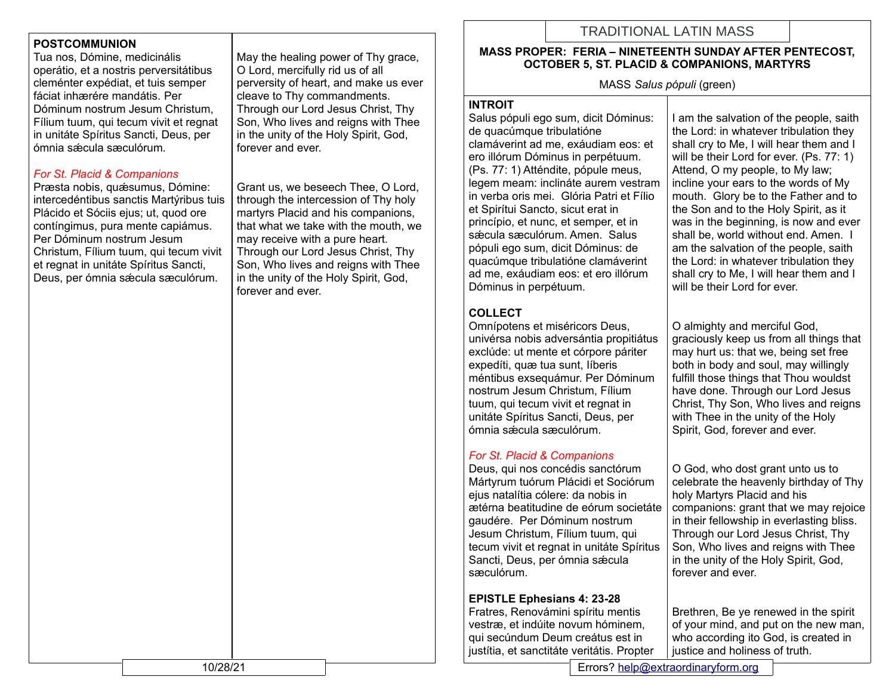# TRADITIONAL LATIN MASS

**MASS PROPER: FERIA – NINETEENTH SUNDAY AFTER PENTECOST, OCTOBER 5, ST. PLACID & COMPANIONS, MARTYRS**

MASS *Salus pópuli* (green)

**INTROIT**

Salus pópuli ego sum, dicit Dóminus: de quacúmque tribulatióne clamáverint ad me, exáudiam eos: et ero illórum Dóminus in perpétuum. (Ps. 77: 1) Atténdite, pópule meus, legem meam: inclináte aurem vestram in verba oris mei. Glória Patri et Fílio et Spirítui Sancto, sicut erat in princípio, et nunc, et semper, et in sǽcula sæculórum. Amen. Salus pópuli ego sum, dicit Dóminus: de quacúmque tribulatióne clamáverint ad me, exáudiam eos: et ero illórum Dóminus in perpétuum.

I am the salvation of the people, saith the Lord: in whatever tribulation they shall cry to Me, I will hear them and I will be their Lord for ever. (Ps. 77: 1) Attend, O my people, to My law; incline your ears to the words of My mouth. Glory be to the Father and to the Son and to the Holy Spirit, as it was in the beginning, is now and ever shall be, world without end. Amen. I am the salvation of the people, saith the Lord: in whatever tribulation they shall cry to Me, I will hear them and I will be their Lord for ever.

**COLLECT**

Omnípotens et miséricors Deus, univérsa nobis adversántia propitiátus exclúde: ut mente et córpore páriter expedíti, quæ tua sunt, líberis méntibus exsequámur. Per Dóminum nostrum Jesum Christum, Fílium tuum, qui tecum vivit et regnat in unitáte Spíritus Sancti, Deus, per ómnia sǽcula sæculórum.

O almighty and merciful God, graciously keep us from all things that may hurt us: that we, being set free both in body and soul, may willingly fulfill those things that Thou wouldst have done. Through our Lord Jesus Christ, Thy Son, Who lives and reigns with Thee in the unity of the Holy Spirit, God, forever and ever.

*For St. Placid & Companions*

Deus, qui nos concédis sanctórum Mártyrum tuórum Plácidi et Sociórum ejus natalítia cólere: da nobis in ætérna beatitudine de eórum societáte gaudére. Per Dóminum nostrum Jesum Christum, Fílium tuum, qui tecum vivit et regnat in unitáte Spíritus Sancti, Deus, per ómnia sǽcula sæculórum.

O God, who dost grant unto us to celebrate the heavenly birthday of Thy holy Martyrs Placid and his companions: grant that we may rejoice in their fellowship in everlasting bliss. Through our Lord Jesus Christ, Thy Son, Who lives and reigns with Thee in the unity of the Holy Spirit, God, forever and ever.

**EPISTLE Ephesians 4: 23-28**

Fratres, Renovámini spíritu mentis vestræ, et indúite novum hóminem, qui secúndum Deum creátus est in justítia, et sanctitáte veritátis. Propter

Brethren, Be ye renewed in the spirit of your mind, and put on the new man, who according ito God, is created in justice and holiness of truth.

**POSTCOMMUNION**

Tua nos, Dómine, medicinális operátio, et a nostris perversitátibus cleménter expédiat, et tuis semper fáciat inhærére mandátis. Per Dóminum nostrum Jesum Christum, Fílium tuum, qui tecum vivit et regnat in unitáte Spíritus Sancti, Deus, per ómnia sǽcula sæculórum.

May the healing power of Thy grace, O Lord, mercifully rid us of all perversity of heart, and make us ever cleave to Thy commandments. Through our Lord Jesus Christ, Thy Son, Who lives and reigns with Thee in the unity of the Holy Spirit, God, forever and ever.

*For St. Placid & Companions*

Præsta nobis, quǽsumus, Dómine: intercedéntibus sanctis Martýribus tuis Plácido et Sóciis ejus; ut, quod ore contíngimus, pura mente capiámus. Per Dóminum nostrum Jesum Christum, Fílium tuum, qui tecum vivit et regnat in unitáte Spíritus Sancti, Deus, per ómnia sǽcula sæculórum.

Grant us, we beseech Thee, O Lord, through the intercession of Thy holy martyrs Placid and his companions, that what we take with the mouth, we may receive with a pure heart. Through our Lord Jesus Christ, Thy Son, Who lives and reigns with Thee in the unity of the Holy Spirit, God, forever and ever.

10/28/21

Errors? help@extraordinaryform.org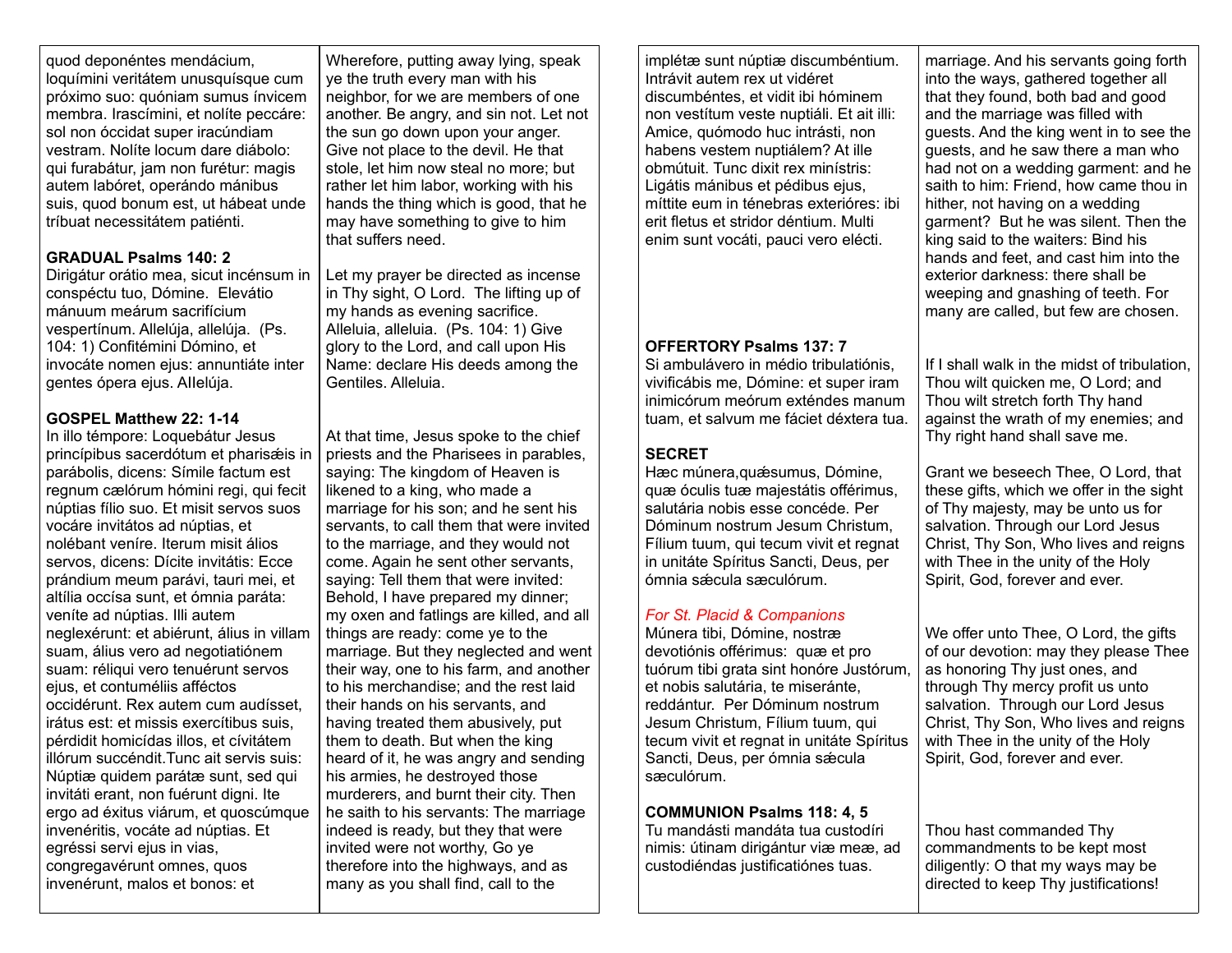quod deponéntes mendácium, loquímini veritátem unusquísque cum próximo suo: quóniam sumus ínvicem membra. Irascímini, et nolíte peccáre: sol non óccidat super iracúndiam vestram. Nolíte locum dare diábolo: qui furabátur, jam non furétur: magis autem labóret, operándo mánibus suis, quod bonum est, ut hábeat unde tríbuat necessitátem patiénti.

Wherefore, putting away lying, speak ye the truth every man with his neighbor, for we are members of one another. Be angry, and sin not. Let not the sun go down upon your anger. Give not place to the devil. He that stole, let him now steal no more; but rather let him labor, working with his hands the thing which is good, that he may have something to give to him that suffers need.

**GRADUAL Psalms 140: 2**

Dirigátur orátio mea, sicut incénsum in conspéctu tuo, Dómine. Elevátio mánuum meárum sacrifícium vespertínum. Allelúja, allelúja. (Ps. 104: 1) Confitémini Dómino, et invocáte nomen ejus: annuntiáte inter gentes ópera ejus. Allelúja.

Let my prayer be directed as incense in Thy sight, O Lord. The lifting up of my hands as evening sacrifice. Alleluia, alleluia. (Ps. 104: 1) Give glory to the Lord, and call upon His Name: declare His deeds among the Gentiles. Alleluia.

**GOSPEL Matthew 22: 1-14**

In illo témpore: Loquebátur Jesus princípibus sacerdótum et pharisǽis in parábolis, dicens: Símile factum est regnum cælórum hómini regi, qui fecit núptias fílio suo. Et misit servos suos vocáre invitátos ad núptias, et nolébant veníre. Iterum misit álios servos, dicens: Dícite invitátis: Ecce prándium meum parávi, tauri mei, et altília occísa sunt, et ómnia paráta: veníte ad núptias. Illi autem neglexérunt: et abiérunt, álius in villam suam, álius vero ad negotiatiónem suam: réliqui vero tenuérunt servos ejus, et contuméliis affectos occidérunt. Rex autem cum audísset, irátus est: et missis exercítibus suis, pérdidit homicídas illos, et civitátem illórum succéndit.Tunc ait servis suis: Núptiæ quidem parátæ sunt, sed qui invitáti erant, non fuérunt digni. Ite ergo ad éxitus viárum, et quoscúmque invenéritis, vocáte ad núptias. Et egréssi servi ejus in vias, congregavérunt omnes, quos invenérunt, malos et bonos: et implétæ sunt núptiæ discumbéntium. Intrávit autem rex ut vidéret discumbéntes, et vidit ibi hóminem non vestítum veste nuptiáli. Et ait illi: Amice, quómodo huc intrásti, non habens vestem nuptiálem? At ille obmútuit. Tunc dixit rex minístris: Ligátis mánibus et pédibus ejus, míttite eum in ténebras exterióres: ibi erit fletus et stridor déntium. Multi enim sunt vocáti, pauci vero elécti.

At that time, Jesus spoke to the chief priests and the Pharisees in parables, saying: The kingdom of Heaven is likened to a king, who made a marriage for his son; and he sent his servants, to call them that were invited to the marriage, and they would not come. Again he sent other servants, saying: Tell them that were invited: Behold, I have prepared my dinner; my oxen and fatlings are killed, and all things are ready: come ye to the marriage. But they neglected and went their way, one to his farm, and another to his merchandise; and the rest laid their hands on his servants, and having treated them abusively, put them to death. But when the king heard of it, he was angry and sending his armies, he destroyed those murderers, and burnt their city. Then he saith to his servants: The marriage indeed is ready, but they that were invited were not worthy, Go ye therefore into the highways, and as many as you shall find, call to the marriage. And his servants going forth into the ways, gathered together all that they found, both bad and good and the marriage was filled with guests. And the king went in to see the guests, and he saw there a man who had not on a wedding garment: and he saith to him: Friend, how came thou in hither, not having on a wedding garment? But he was silent. Then the king said to the waiters: Bind his hands and feet, and cast him into the exterior darkness: there shall be weeping and gnashing of teeth. For many are called, but few are chosen.

**OFFERTORY Psalms 137: 7**

Si ambulávero in médio tribulatiónis, vivificábis me, Dómine: et super iram inimicórum meórum exténdes manum tuam, et salvum me fáciet déxtera tua.

If I shall walk in the midst of tribulation, Thou wilt quicken me, O Lord; and Thou wilt stretch forth Thy hand against the wrath of my enemies; and Thy right hand shall save me.

**SECRET**

Hæc múnera,quǽsumus, Dómine, quæ óculis tuæ majestátis offérimus, salutária nobis esse concéde. Per Dóminum nostrum Jesum Christum, Fílium tuum, qui tecum vivit et regnat in unitáte Spíritus Sancti, Deus, per ómnia sǽcula sæculórum.

Grant we beseech Thee, O Lord, that these gifts, which we offer in the sight of Thy majesty, may be unto us for salvation. Through our Lord Jesus Christ, Thy Son, Who lives and reigns with Thee in the unity of the Holy Spirit, God, forever and ever.

*For St. Placid & Companions*

Múnera tibi, Dómine, nostræ devotiónis offérimus: quæ et pro tuórum tibi grata sint honóre Justórum, et nobis salutária, te miseránte, reddántur. Per Dóminum nostrum Jesum Christum, Fílium tuum, qui tecum vivit et regnat in unitáte Spíritus Sancti, Deus, per ómnia sǽcula sæculórum.

We offer unto Thee, O Lord, the gifts of our devotion: may they please Thee as honoring Thy just ones, and through Thy mercy profit us unto salvation. Through our Lord Jesus Christ, Thy Son, Who lives and reigns with Thee in the unity of the Holy Spirit, God, forever and ever.

**COMMUNION Psalms 118: 4, 5**

Tu mandásti mandáta tua custodíri nimis: útinam dirigántur viæ meæ, ad custodiéndas justificatiónes tuas.

Thou hast commanded Thy commandments to be kept most diligently: O that my ways may be directed to keep Thy justifications!